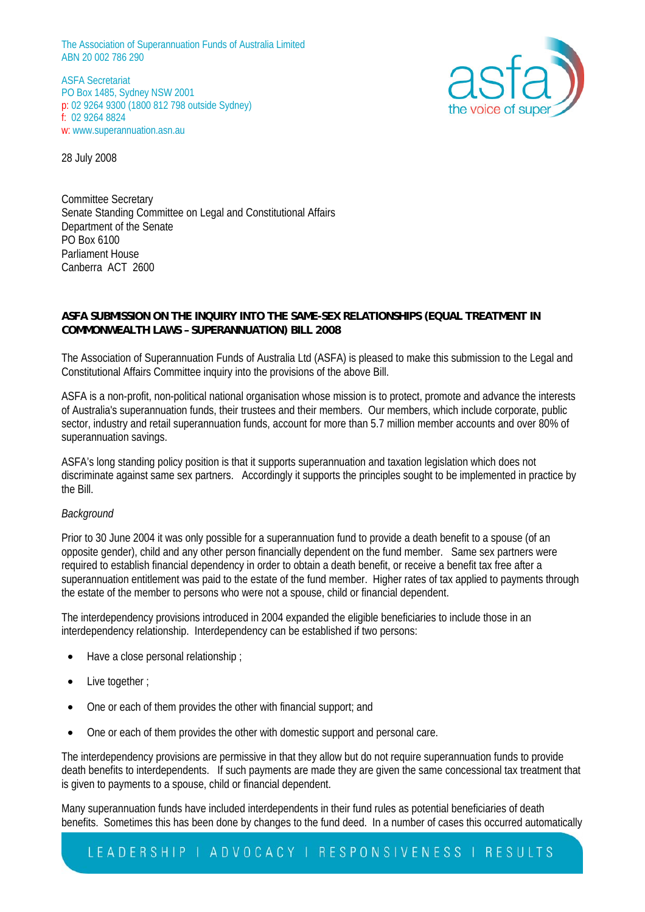The Association of Superannuation Funds of Australia Limited
ABN 20 002 786 290

ASFA Secretariat
PO Box 1485, Sydney NSW 2001
p: 02 9264 9300 (1800 812 798 outside Sydney)
f: 02 9264 8824
w: www.superannuation.asn.au

28 July 2008

Committee Secretary
Senate Standing Committee on Legal and Constitutional Affairs
Department of the Senate
PO Box 6100
Parliament House
Canberra ACT 2600

**ASFA SUBMISSION ON THE INQUIRY INTO THE SAME-SEX RELATIONSHIPS (EQUAL TREATMENT IN COMMONWEALTH LAWS – SUPERANNUATION) BILL 2008**

The Association of Superannuation Funds of Australia Ltd (ASFA) is pleased to make this submission to the Legal and Constitutional Affairs Committee inquiry into the provisions of the above Bill.

ASFA is a non-profit, non-political national organisation whose mission is to protect, promote and advance the interests of Australia's superannuation funds, their trustees and their members. Our members, which include corporate, public sector, industry and retail superannuation funds, account for more than 5.7 million member accounts and over 80% of superannuation savings.

ASFA's long standing policy position is that it supports superannuation and taxation legislation which does not discriminate against same sex partners. Accordingly it supports the principles sought to be implemented in practice by the Bill.

*Background*

Prior to 30 June 2004 it was only possible for a superannuation fund to provide a death benefit to a spouse (of an opposite gender), child and any other person financially dependent on the fund member. Same sex partners were required to establish financial dependency in order to obtain a death benefit, or receive a benefit tax free after a superannuation entitlement was paid to the estate of the fund member. Higher rates of tax applied to payments through the estate of the member to persons who were not a spouse, child or financial dependent.

The interdependency provisions introduced in 2004 expanded the eligible beneficiaries to include those in an interdependency relationship. Interdependency can be established if two persons:

- Have a close personal relationship ;
- Live together ;
- One or each of them provides the other with financial support; and
- One or each of them provides the other with domestic support and personal care.

The interdependency provisions are permissive in that they allow but do not require superannuation funds to provide death benefits to interdependents. If such payments are made they are given the same concessional tax treatment that is given to payments to a spouse, child or financial dependent.

Many superannuation funds have included interdependents in their fund rules as potential beneficiaries of death benefits. Sometimes this has been done by changes to the fund deed. In a number of cases this occurred automatically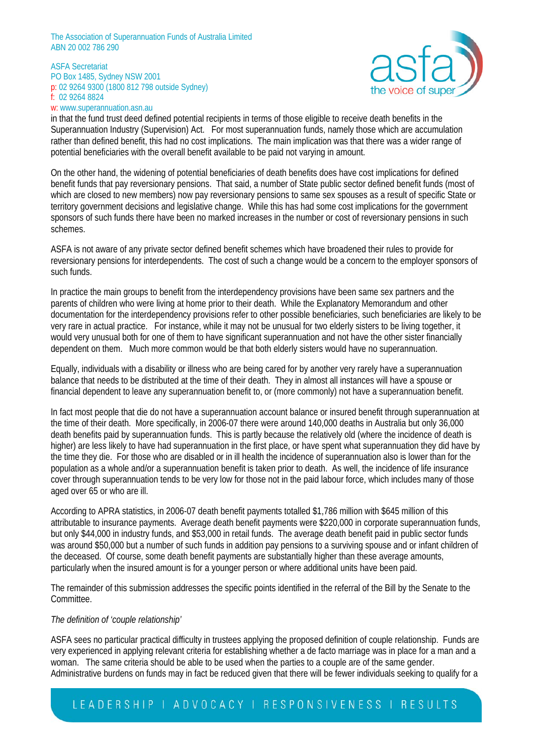in that the fund trust deed defined potential recipients in terms of those eligible to receive death benefits in the Superannuation Industry (Supervision) Act. For most superannuation funds, namely those which are accumulation rather than defined benefit, this had no cost implications. The main implication was that there was a wider range of potential beneficiaries with the overall benefit available to be paid not varying in amount.

On the other hand, the widening of potential beneficiaries of death benefits does have cost implications for defined benefit funds that pay reversionary pensions. That said, a number of State public sector defined benefit funds (most of which are closed to new members) now pay reversionary pensions to same sex spouses as a result of specific State or territory government decisions and legislative change. While this has had some cost implications for the government sponsors of such funds there have been no marked increases in the number or cost of reversionary pensions in such schemes.

ASFA is not aware of any private sector defined benefit schemes which have broadened their rules to provide for reversionary pensions for interdependents. The cost of such a change would be a concern to the employer sponsors of such funds.

In practice the main groups to benefit from the interdependency provisions have been same sex partners and the parents of children who were living at home prior to their death. While the Explanatory Memorandum and other documentation for the interdependency provisions refer to other possible beneficiaries, such beneficiaries are likely to be very rare in actual practice. For instance, while it may not be unusual for two elderly sisters to be living together, it would very unusual both for one of them to have significant superannuation and not have the other sister financially dependent on them. Much more common would be that both elderly sisters would have no superannuation.

Equally, individuals with a disability or illness who are being cared for by another very rarely have a superannuation balance that needs to be distributed at the time of their death. They in almost all instances will have a spouse or financial dependent to leave any superannuation benefit to, or (more commonly) not have a superannuation benefit.

In fact most people that die do not have a superannuation account balance or insured benefit through superannuation at the time of their death. More specifically, in 2006-07 there were around 140,000 deaths in Australia but only 36,000 death benefits paid by superannuation funds. This is partly because the relatively old (where the incidence of death is higher) are less likely to have had superannuation in the first place, or have spent what superannuation they did have by the time they die. For those who are disabled or in ill health the incidence of superannuation also is lower than for the population as a whole and/or a superannuation benefit is taken prior to death. As well, the incidence of life insurance cover through superannuation tends to be very low for those not in the paid labour force, which includes many of those aged over 65 or who are ill.

According to APRA statistics, in 2006-07 death benefit payments totalled $1,786 million with $645 million of this attributable to insurance payments. Average death benefit payments were $220,000 in corporate superannuation funds, but only $44,000 in industry funds, and $53,000 in retail funds. The average death benefit paid in public sector funds was around $50,000 but a number of such funds in addition pay pensions to a surviving spouse and or infant children of the deceased. Of course, some death benefit payments are substantially higher than these average amounts, particularly when the insured amount is for a younger person or where additional units have been paid.

The remainder of this submission addresses the specific points identified in the referral of the Bill by the Senate to the Committee.

*The definition of 'couple relationship'*

ASFA sees no particular practical difficulty in trustees applying the proposed definition of couple relationship. Funds are very experienced in applying relevant criteria for establishing whether a de facto marriage was in place for a man and a woman. The same criteria should be able to be used when the parties to a couple are of the same gender. Administrative burdens on funds may in fact be reduced given that there will be fewer individuals seeking to qualify for a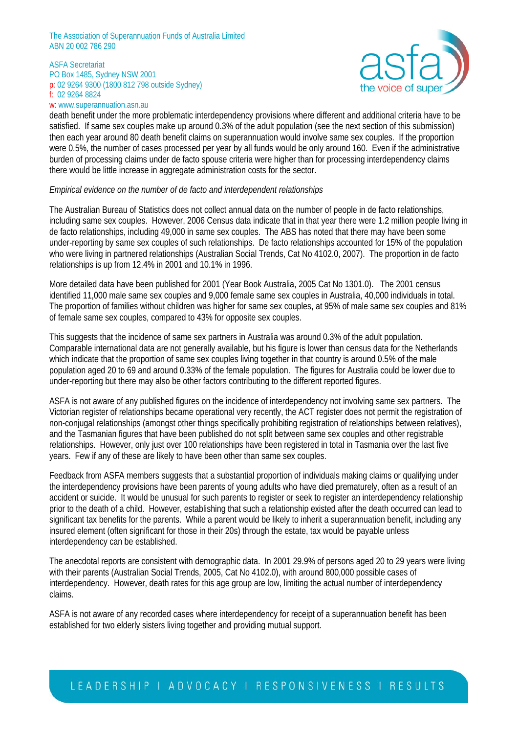death benefit under the more problematic interdependency provisions where different and additional criteria have to be satisfied. If same sex couples make up around 0.3% of the adult population (see the next section of this submission) then each year around 80 death benefit claims on superannuation would involve same sex couples. If the proportion were 0.5%, the number of cases processed per year by all funds would be only around 160. Even if the administrative burden of processing claims under de facto spouse criteria were higher than for processing interdependency claims there would be little increase in aggregate administration costs for the sector.

*Empirical evidence on the number of de facto and interdependent relationships*

The Australian Bureau of Statistics does not collect annual data on the number of people in de facto relationships, including same sex couples. However, 2006 Census data indicate that in that year there were 1.2 million people living in de facto relationships, including 49,000 in same sex couples. The ABS has noted that there may have been some under-reporting by same sex couples of such relationships. De facto relationships accounted for 15% of the population who were living in partnered relationships (Australian Social Trends, Cat No 4102.0, 2007). The proportion in de facto relationships is up from 12.4% in 2001 and 10.1% in 1996.

More detailed data have been published for 2001 (Year Book Australia, 2005 Cat No 1301.0). The 2001 census identified 11,000 male same sex couples and 9,000 female same sex couples in Australia, 40,000 individuals in total. The proportion of families without children was higher for same sex couples, at 95% of male same sex couples and 81% of female same sex couples, compared to 43% for opposite sex couples.

This suggests that the incidence of same sex partners in Australia was around 0.3% of the adult population. Comparable international data are not generally available, but his figure is lower than census data for the Netherlands which indicate that the proportion of same sex couples living together in that country is around 0.5% of the male population aged 20 to 69 and around 0.33% of the female population. The figures for Australia could be lower due to under-reporting but there may also be other factors contributing to the different reported figures.

ASFA is not aware of any published figures on the incidence of interdependency not involving same sex partners. The Victorian register of relationships became operational very recently, the ACT register does not permit the registration of non-conjugal relationships (amongst other things specifically prohibiting registration of relationships between relatives), and the Tasmanian figures that have been published do not split between same sex couples and other registrable relationships. However, only just over 100 relationships have been registered in total in Tasmania over the last five years. Few if any of these are likely to have been other than same sex couples.

Feedback from ASFA members suggests that a substantial proportion of individuals making claims or qualifying under the interdependency provisions have been parents of young adults who have died prematurely, often as a result of an accident or suicide. It would be unusual for such parents to register or seek to register an interdependency relationship prior to the death of a child. However, establishing that such a relationship existed after the death occurred can lead to significant tax benefits for the parents. While a parent would be likely to inherit a superannuation benefit, including any insured element (often significant for those in their 20s) through the estate, tax would be payable unless interdependency can be established.

The anecdotal reports are consistent with demographic data. In 2001 29.9% of persons aged 20 to 29 years were living with their parents (Australian Social Trends, 2005, Cat No 4102.0), with around 800,000 possible cases of interdependency. However, death rates for this age group are low, limiting the actual number of interdependency claims.

ASFA is not aware of any recorded cases where interdependency for receipt of a superannuation benefit has been established for two elderly sisters living together and providing mutual support.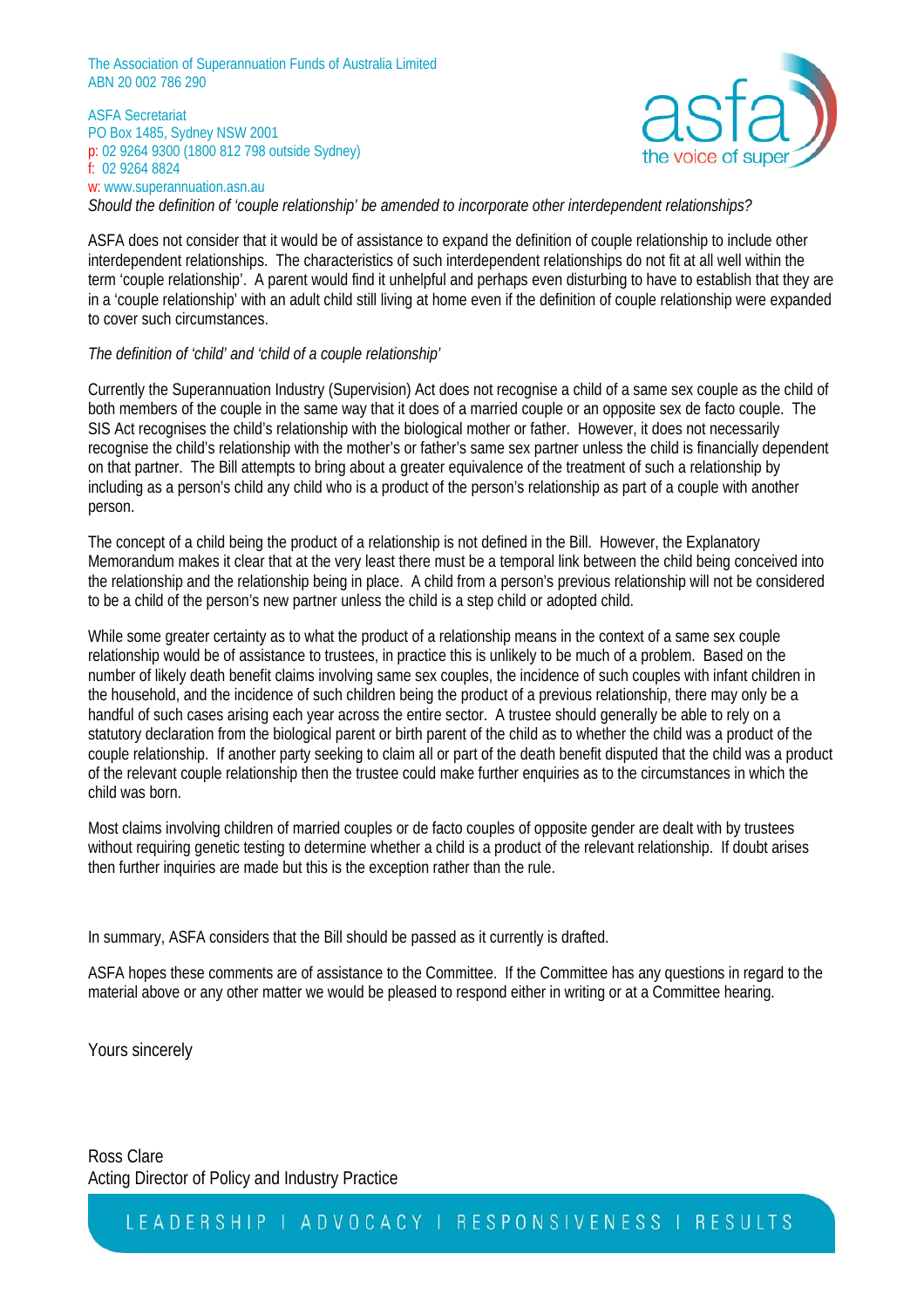*Should the definition of 'couple relationship' be amended to incorporate other interdependent relationships?*

ASFA does not consider that it would be of assistance to expand the definition of couple relationship to include other interdependent relationships. The characteristics of such interdependent relationships do not fit at all well within the term 'couple relationship'. A parent would find it unhelpful and perhaps even disturbing to have to establish that they are in a 'couple relationship' with an adult child still living at home even if the definition of couple relationship were expanded to cover such circumstances.

*The definition of 'child' and 'child of a couple relationship'*

Currently the Superannuation Industry (Supervision) Act does not recognise a child of a same sex couple as the child of both members of the couple in the same way that it does of a married couple or an opposite sex de facto couple. The SIS Act recognises the child's relationship with the biological mother or father. However, it does not necessarily recognise the child's relationship with the mother's or father's same sex partner unless the child is financially dependent on that partner. The Bill attempts to bring about a greater equivalence of the treatment of such a relationship by including as a person's child any child who is a product of the person's relationship as part of a couple with another person.

The concept of a child being the product of a relationship is not defined in the Bill. However, the Explanatory Memorandum makes it clear that at the very least there must be a temporal link between the child being conceived into the relationship and the relationship being in place. A child from a person's previous relationship will not be considered to be a child of the person's new partner unless the child is a step child or adopted child.

While some greater certainty as to what the product of a relationship means in the context of a same sex couple relationship would be of assistance to trustees, in practice this is unlikely to be much of a problem. Based on the number of likely death benefit claims involving same sex couples, the incidence of such couples with infant children in the household, and the incidence of such children being the product of a previous relationship, there may only be a handful of such cases arising each year across the entire sector. A trustee should generally be able to rely on a statutory declaration from the biological parent or birth parent of the child as to whether the child was a product of the couple relationship. If another party seeking to claim all or part of the death benefit disputed that the child was a product of the relevant couple relationship then the trustee could make further enquiries as to the circumstances in which the child was born.

Most claims involving children of married couples or de facto couples of opposite gender are dealt with by trustees without requiring genetic testing to determine whether a child is a product of the relevant relationship. If doubt arises then further inquiries are made but this is the exception rather than the rule.

In summary, ASFA considers that the Bill should be passed as it currently is drafted.

ASFA hopes these comments are of assistance to the Committee. If the Committee has any questions in regard to the material above or any other matter we would be pleased to respond either in writing or at a Committee hearing.

Yours sincerely

Ross Clare
Acting Director of Policy and Industry Practice